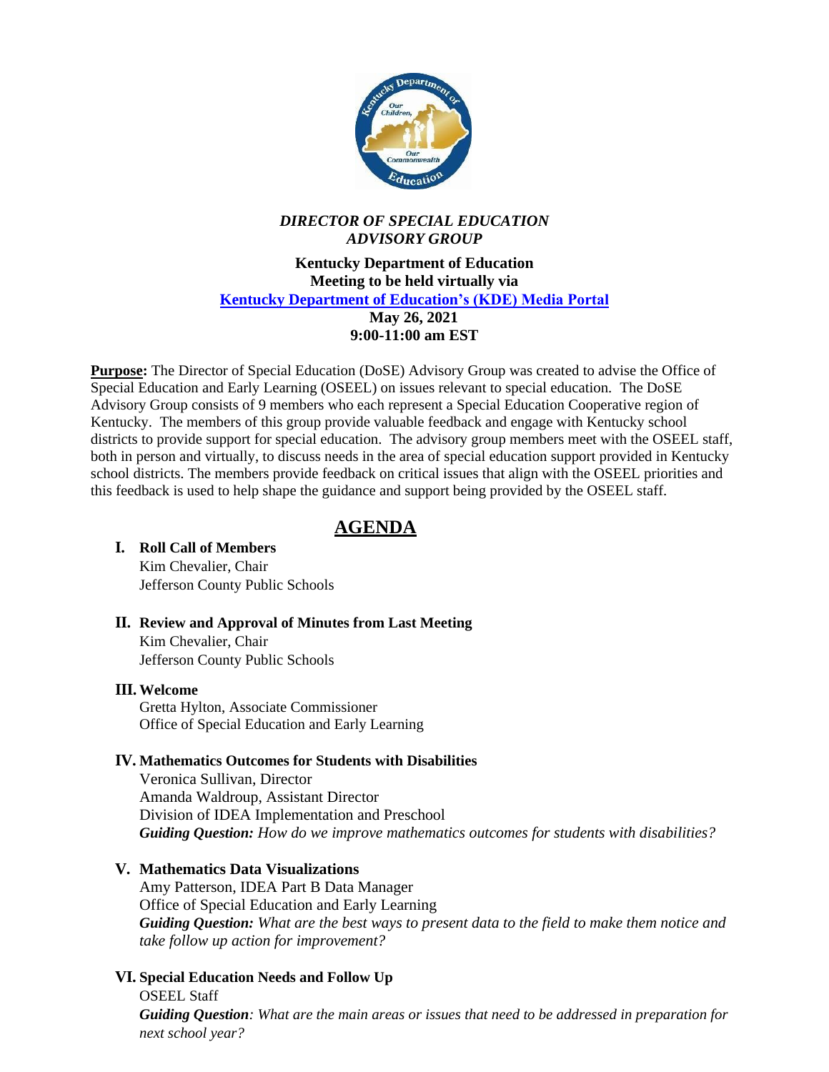# *DIRECTOR OF SPECIAL EDUCATION ADVISORY GROUP*

**Kentucky Department of Education**
**Meeting to be held virtually via**
**[Kentucky Department of Education's (KDE) Media Portal]**
**May 26, 2021**
**9:00-11:00 am EST**

**Purpose:** The Director of Special Education (DoSE) Advisory Group was created to advise the Office of Special Education and Early Learning (OSEEL) on issues relevant to special education. The DoSE Advisory Group consists of 9 members who each represent a Special Education Cooperative region of Kentucky. The members of this group provide valuable feedback and engage with Kentucky school districts to provide support for special education. The advisory group members meet with the OSEEL staff, both in person and virtually, to discuss needs in the area of special education support provided in Kentucky school districts. The members provide feedback on critical issues that align with the OSEEL priorities and this feedback is used to help shape the guidance and support being provided by the OSEEL staff.

## AGENDA

**I. Roll Call of Members**
Kim Chevalier, Chair
Jefferson County Public Schools

**II. Review and Approval of Minutes from Last Meeting**
Kim Chevalier, Chair
Jefferson County Public Schools

**III. Welcome**
Gretta Hylton, Associate Commissioner
Office of Special Education and Early Learning

**IV. Mathematics Outcomes for Students with Disabilities**
Veronica Sullivan, Director
Amanda Waldroup, Assistant Director
Division of IDEA Implementation and Preschool
***Guiding Question:*** *How do we improve mathematics outcomes for students with disabilities?*

**V. Mathematics Data Visualizations**
Amy Patterson, IDEA Part B Data Manager
Office of Special Education and Early Learning
***Guiding Question:*** *What are the best ways to present data to the field to make them notice and take follow up action for improvement?*

**VI. Special Education Needs and Follow Up**
OSEEL Staff
***Guiding Question****: What are the main areas or issues that need to be addressed in preparation for next school year?*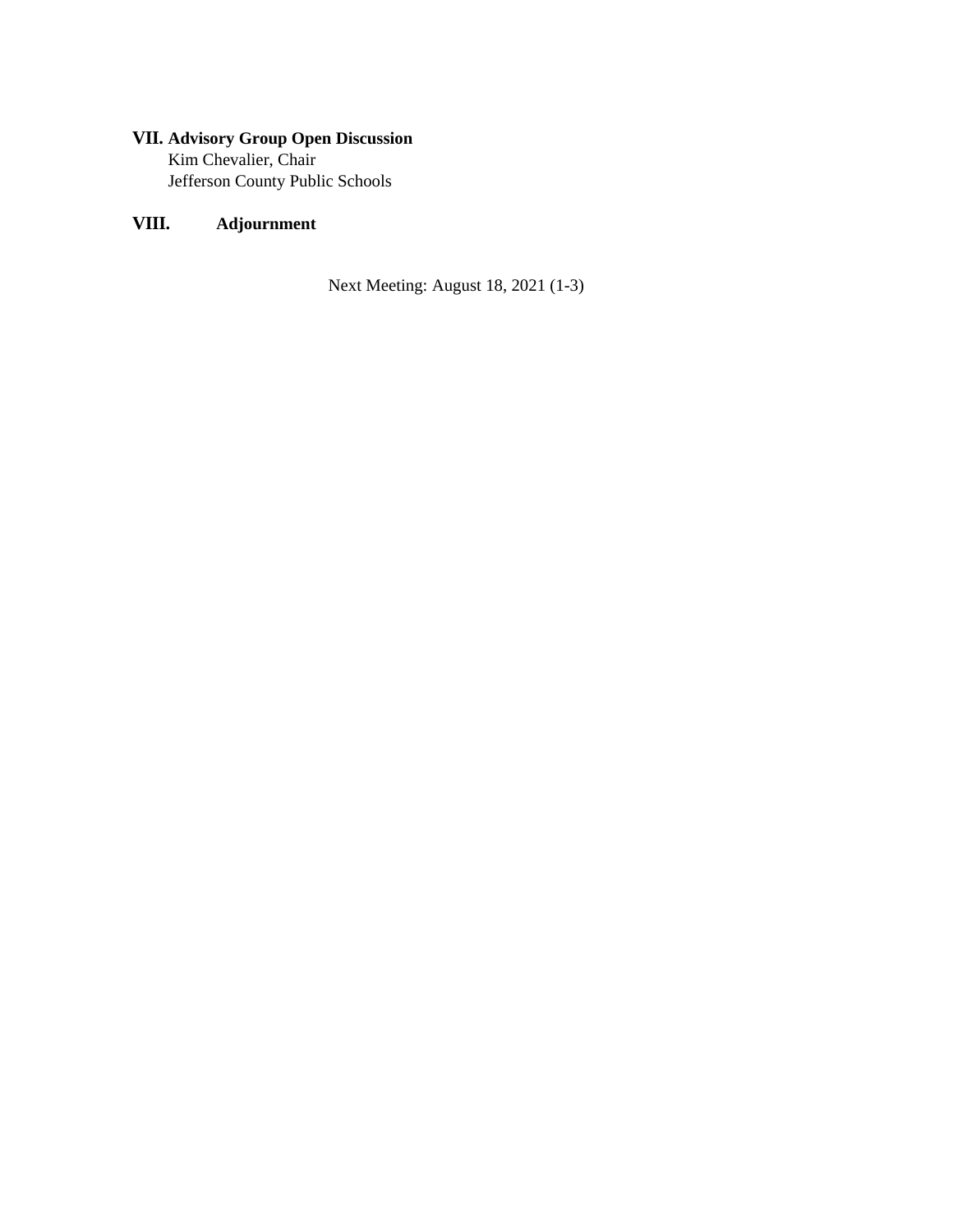**VII. Advisory Group Open Discussion**
Kim Chevalier, Chair
Jefferson County Public Schools

**VIII. Adjournment**

Next Meeting: August 18, 2021 (1-3)